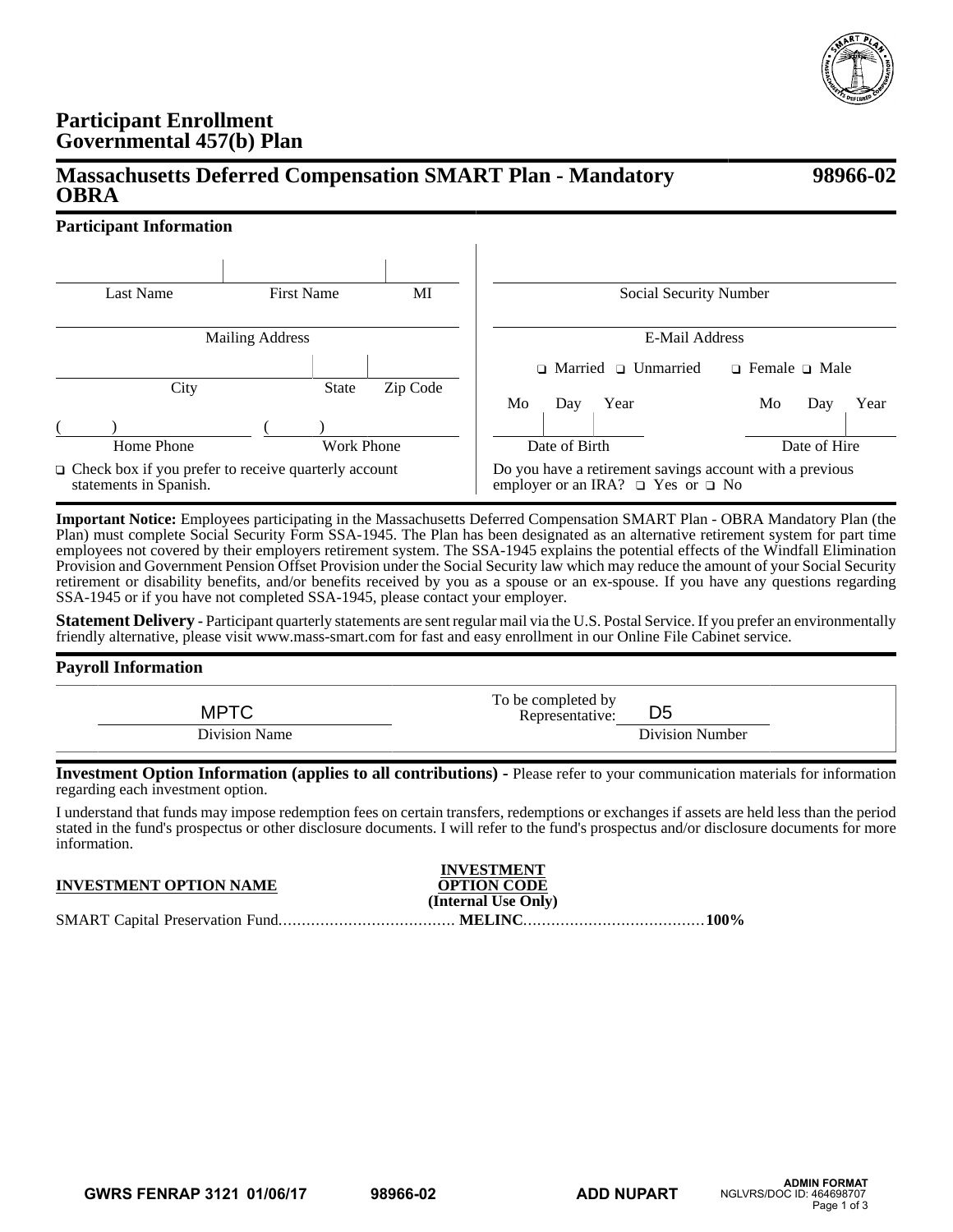# Participant Enrollment
# Governmental 457(b) Plan

## Massachusetts Deferred Compensation SMART Plan - Mandatory OBRA — 98966-02

### Participant Information

| | | |
|---|---|---|
| Last Name | First Name | MI |
| Mailing Address | | |
| City | State | Zip Code |
| ( ) Home Phone | ( ) Work Phone | |

❑ Check box if you prefer to receive quarterly account statements in Spanish.

Social Security Number

E-Mail Address

❑ Married ❑ Unmarried ❑ Female ❑ Male

| Mo | Day | Year | Mo | Day | Year |
|---|---|---|---|---|---|
| | | | | | |
| Date of Birth | | | Date of Hire | | |

Do you have a retirement savings account with a previous employer or an IRA? ❑ Yes or ❑ No

**Important Notice:** Employees participating in the Massachusetts Deferred Compensation SMART Plan - OBRA Mandatory Plan (the Plan) must complete Social Security Form SSA-1945. The Plan has been designated as an alternative retirement system for part time employees not covered by their employers retirement system. The SSA-1945 explains the potential effects of the Windfall Elimination Provision and Government Pension Offset Provision under the Social Security law which may reduce the amount of your Social Security retirement or disability benefits, and/or benefits received by you as a spouse or an ex-spouse. If you have any questions regarding SSA-1945 or if you have not completed SSA-1945, please contact your employer.

**Statement Delivery -** Participant quarterly statements are sent regular mail via the U.S. Postal Service. If you prefer an environmentally friendly alternative, please visit www.mass-smart.com for fast and easy enrollment in our Online File Cabinet service.

### Payroll Information

| Division Name | To be completed by Representative: Division Number |
|---|---|
| MPTC | D5 |

**Investment Option Information (applies to all contributions) -** Please refer to your communication materials for information regarding each investment option.

I understand that funds may impose redemption fees on certain transfers, redemptions or exchanges if assets are held less than the period stated in the fund's prospectus or other disclosure documents. I will refer to the fund's prospectus and/or disclosure documents for more information.

| INVESTMENT OPTION NAME | INVESTMENT OPTION CODE (Internal Use Only) | |
|---|---|---|
| SMART Capital Preservation Fund | **MELINC** | **100%** |

GWRS FENRAP 3121 01/06/17 98966-02 ADD NUPART ADMIN FORMAT NGLVRS/DOC ID: 464698707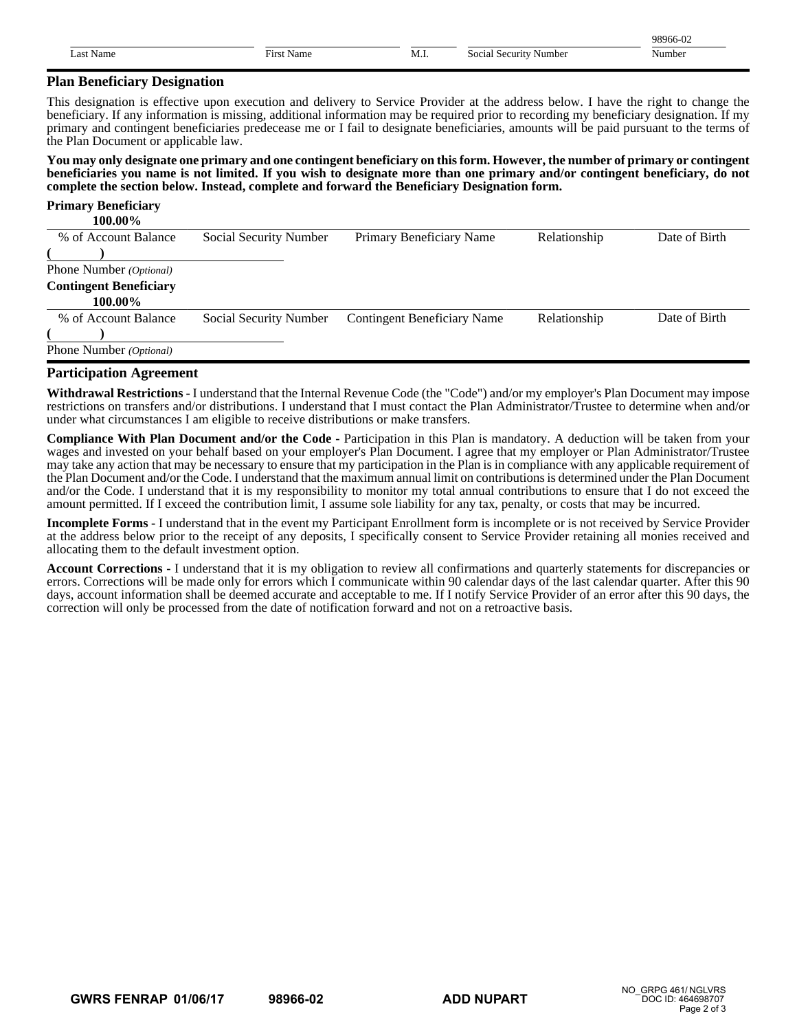| Last Name | First Name | M.I. | Social Security Number | 98966-02<br>Number |
|---|---|---|---|---|

## Plan Beneficiary Designation

This designation is effective upon execution and delivery to Service Provider at the address below. I have the right to change the beneficiary. If any information is missing, additional information may be required prior to recording my beneficiary designation. If my primary and contingent beneficiaries predecease me or I fail to designate beneficiaries, amounts will be paid pursuant to the terms of the Plan Document or applicable law.

**You may only designate one primary and one contingent beneficiary on this form. However, the number of primary or contingent beneficiaries you name is not limited. If you wish to designate more than one primary and/or contingent beneficiary, do not complete the section below. Instead, complete and forward the Beneficiary Designation form.**

**Primary Beneficiary**

| **100.00%**<br>% of Account Balance | Social Security Number | Primary Beneficiary Name | Relationship | Date of Birth |
|---|---|---|---|---|

**(        )**
Phone Number *(Optional)*

**Contingent Beneficiary**

| **100.00%**<br>% of Account Balance | Social Security Number | Contingent Beneficiary Name | Relationship | Date of Birth |
|---|---|---|---|---|

**(        )**
Phone Number *(Optional)*

## Participation Agreement

**Withdrawal Restrictions -** I understand that the Internal Revenue Code (the "Code") and/or my employer's Plan Document may impose restrictions on transfers and/or distributions. I understand that I must contact the Plan Administrator/Trustee to determine when and/or under what circumstances I am eligible to receive distributions or make transfers.

**Compliance With Plan Document and/or the Code -** Participation in this Plan is mandatory. A deduction will be taken from your wages and invested on your behalf based on your employer's Plan Document. I agree that my employer or Plan Administrator/Trustee may take any action that may be necessary to ensure that my participation in the Plan is in compliance with any applicable requirement of the Plan Document and/or the Code. I understand that the maximum annual limit on contributions is determined under the Plan Document and/or the Code. I understand that it is my responsibility to monitor my total annual contributions to ensure that I do not exceed the amount permitted. If I exceed the contribution limit, I assume sole liability for any tax, penalty, or costs that may be incurred.

**Incomplete Forms -** I understand that in the event my Participant Enrollment form is incomplete or is not received by Service Provider at the address below prior to the receipt of any deposits, I specifically consent to Service Provider retaining all monies received and allocating them to the default investment option.

**Account Corrections -** I understand that it is my obligation to review all confirmations and quarterly statements for discrepancies or errors. Corrections will be made only for errors which I communicate within 90 calendar days of the last calendar quarter. After this 90 days, account information shall be deemed accurate and acceptable to me. If I notify Service Provider of an error after this 90 days, the correction will only be processed from the date of notification forward and not on a retroactive basis.

**GWRS FENRAP 01/06/17** **98966-02** **ADD NUPART** NO_GRPG 461/ NGLVRS DOC ID: 464698707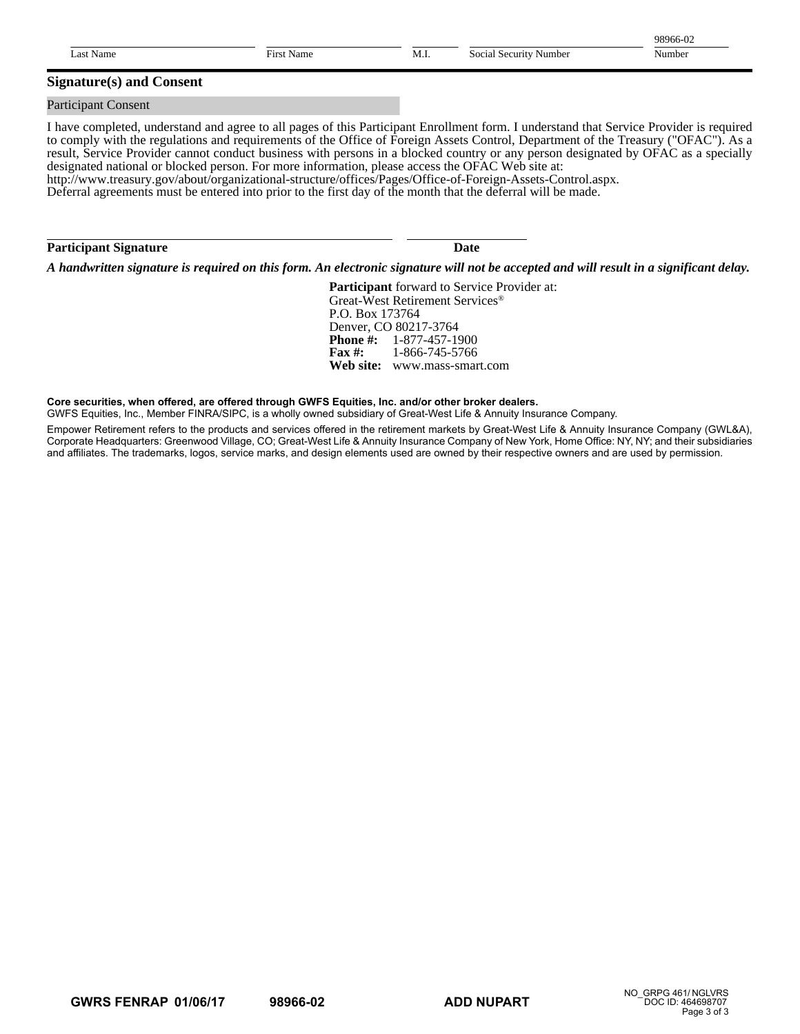| Last Name | First Name | M.I. | Social Security Number | 98966-02 Number |
|---|---|---|---|---|

## Signature(s) and Consent

Participant Consent

I have completed, understand and agree to all pages of this Participant Enrollment form. I understand that Service Provider is required to comply with the regulations and requirements of the Office of Foreign Assets Control, Department of the Treasury ("OFAC"). As a result, Service Provider cannot conduct business with persons in a blocked country or any person designated by OFAC as a specially designated national or blocked person. For more information, please access the OFAC Web site at:
http://www.treasury.gov/about/organizational-structure/offices/Pages/Office-of-Foreign-Assets-Control.aspx.
Deferral agreements must be entered into prior to the first day of the month that the deferral will be made.

**Participant Signature** **Date**

***A handwritten signature is required on this form. An electronic signature will not be accepted and will result in a significant delay.***

**Participant** forward to Service Provider at:
Great-West Retirement Services®
P.O. Box 173764
Denver, CO 80217-3764
**Phone #:** 1-877-457-1900
**Fax #:** 1-866-745-5766
**Web site:** www.mass-smart.com

**Core securities, when offered, are offered through GWFS Equities, Inc. and/or other broker dealers.**
GWFS Equities, Inc., Member FINRA/SIPC, is a wholly owned subsidiary of Great-West Life & Annuity Insurance Company.

Empower Retirement refers to the products and services offered in the retirement markets by Great-West Life & Annuity Insurance Company (GWL&A), Corporate Headquarters: Greenwood Village, CO; Great-West Life & Annuity Insurance Company of New York, Home Office: NY, NY; and their subsidiaries and affiliates. The trademarks, logos, service marks, and design elements used are owned by their respective owners and are used by permission.

**GWRS FENRAP 01/06/17** **98966-02** **ADD NUPART**

NO_GRPG 461/ NGLVRS
DOC ID: 464698707